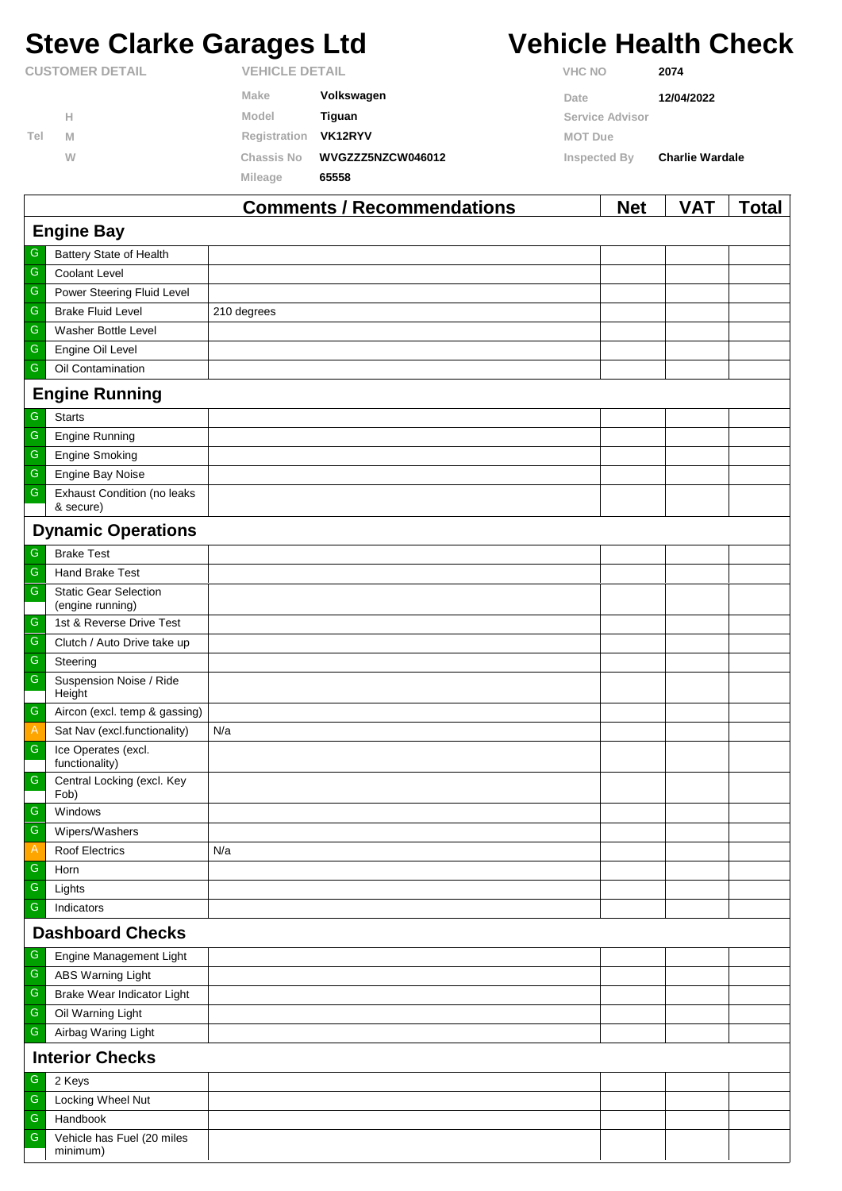# Steve Clarke Garages Ltd

# Vehicle Health Check

| CUSTOMER DETAIL | | VEHICLE DETAIL | | VHC NO | 2074 |
|---|---|---|---|---|---|
| | | Make | Volkswagen | Date | 12/04/2022 |
| | H | Model | Tiguan | Service Advisor | |
| Tel | M | Registration | VK12RYV | MOT Due | |
| | W | Chassis No | WVGZZZ5NZCW046012 | Inspected By | Charlie Wardale |
| | | Mileage | 65558 | | |

| | | Comments / Recommendations | Net | VAT | Total |
|---|---|---|---|---|---|
| **Engine Bay** | | | | | |
| G | Battery State of Health | | | | |
| G | Coolant Level | | | | |
| G | Power Steering Fluid Level | | | | |
| G | Brake Fluid Level | 210 degrees | | | |
| G | Washer Bottle Level | | | | |
| G | Engine Oil Level | | | | |
| G | Oil Contamination | | | | |
| **Engine Running** | | | | | |
| G | Starts | | | | |
| G | Engine Running | | | | |
| G | Engine Smoking | | | | |
| G | Engine Bay Noise | | | | |
| G | Exhaust Condition (no leaks & secure) | | | | |
| **Dynamic Operations** | | | | | |
| G | Brake Test | | | | |
| G | Hand Brake Test | | | | |
| G | Static Gear Selection (engine running) | | | | |
| G | 1st & Reverse Drive Test | | | | |
| G | Clutch / Auto Drive take up | | | | |
| G | Steering | | | | |
| G | Suspension Noise / Ride Height | | | | |
| G | Aircon (excl. temp & gassing) | | | | |
| A | Sat Nav (excl.functionality) | N/a | | | |
| G | Ice Operates (excl. functionality) | | | | |
| G | Central Locking (excl. Key Fob) | | | | |
| G | Windows | | | | |
| G | Wipers/Washers | | | | |
| A | Roof Electrics | N/a | | | |
| G | Horn | | | | |
| G | Lights | | | | |
| G | Indicators | | | | |
| **Dashboard Checks** | | | | | |
| G | Engine Management Light | | | | |
| G | ABS Warning Light | | | | |
| G | Brake Wear Indicator Light | | | | |
| G | Oil Warning Light | | | | |
| G | Airbag Waring Light | | | | |
| **Interior Checks** | | | | | |
| G | 2 Keys | | | | |
| G | Locking Wheel Nut | | | | |
| G | Handbook | | | | |
| G | Vehicle has Fuel (20 miles minimum) | | | | |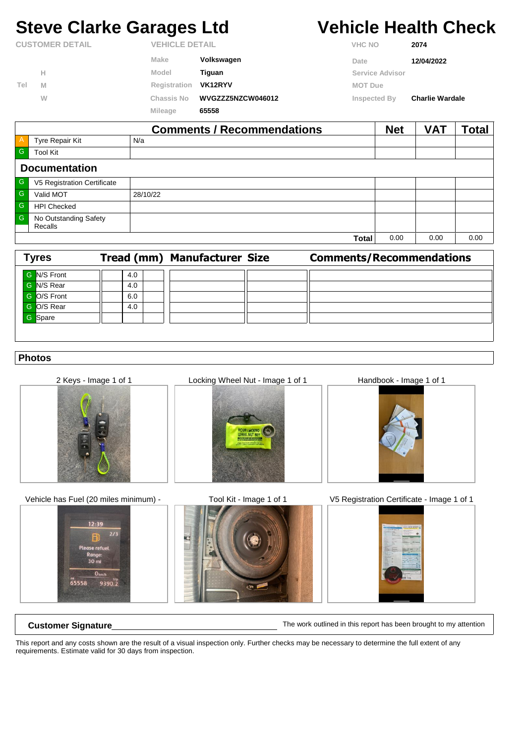# Steve Clarke Garages Ltd

# Vehicle Health Check

| CUSTOMER DETAIL | | VEHICLE DETAIL | | | |
|---|---|---|---|---|---|
| | | Make | Volkswagen | VHC NO | 2074 |
| | H | Model | Tiguan | Date | 12/04/2022 |
| Tel | M | Registration | VK12RYV | Service Advisor | |
| | W | Chassis No | WVGZZZ5NZCW046012 | MOT Due | |
| | | Mileage | 65558 | Inspected By | Charlie Wardale |

| | | Comments / Recommendations | Net | VAT | Total |
|---|---|---|---|---|---|
| A | Tyre Repair Kit | N/a | | | |
| G | Tool Kit | | | | |
| **Documentation** | | | | | |
| G | V5 Registration Certificate | | | | |
| G | Valid MOT | 28/10/22 | | | |
| G | HPI Checked | | | | |
| G | No Outstanding Safety Recalls | | | | |
| | | **Total** | 0.00 | 0.00 | 0.00 |

| Tyres | | Tread (mm) | | Manufacturer | Size | Comments/Recommendations |
|---|---|---|---|---|---|---|
| G | N/S Front | 4.0 | | | | |
| G | N/S Rear | 4.0 | | | | |
| G | O/S Front | 6.0 | | | | |
| G | O/S Rear | 4.0 | | | | |
| G | Spare | | | | | |

## Photos

2 Keys - Image 1 of 1

Locking Wheel Nut - Image 1 of 1

Handbook - Image 1 of 1

Vehicle has Fuel (20 miles minimum) -

Tool Kit - Image 1 of 1

V5 Registration Certificate - Image 1 of 1

**Customer Signature**\_\_\_\_\_\_\_\_\_\_\_\_\_\_\_\_\_\_\_\_\_\_\_\_\_\_\_\_\_\_\_\_\_\_\_\_ The work outlined in this report has been brought to my attention

This report and any costs shown are the result of a visual inspection only. Further checks may be necessary to determine the full extent of any requirements. Estimate valid for 30 days from inspection.